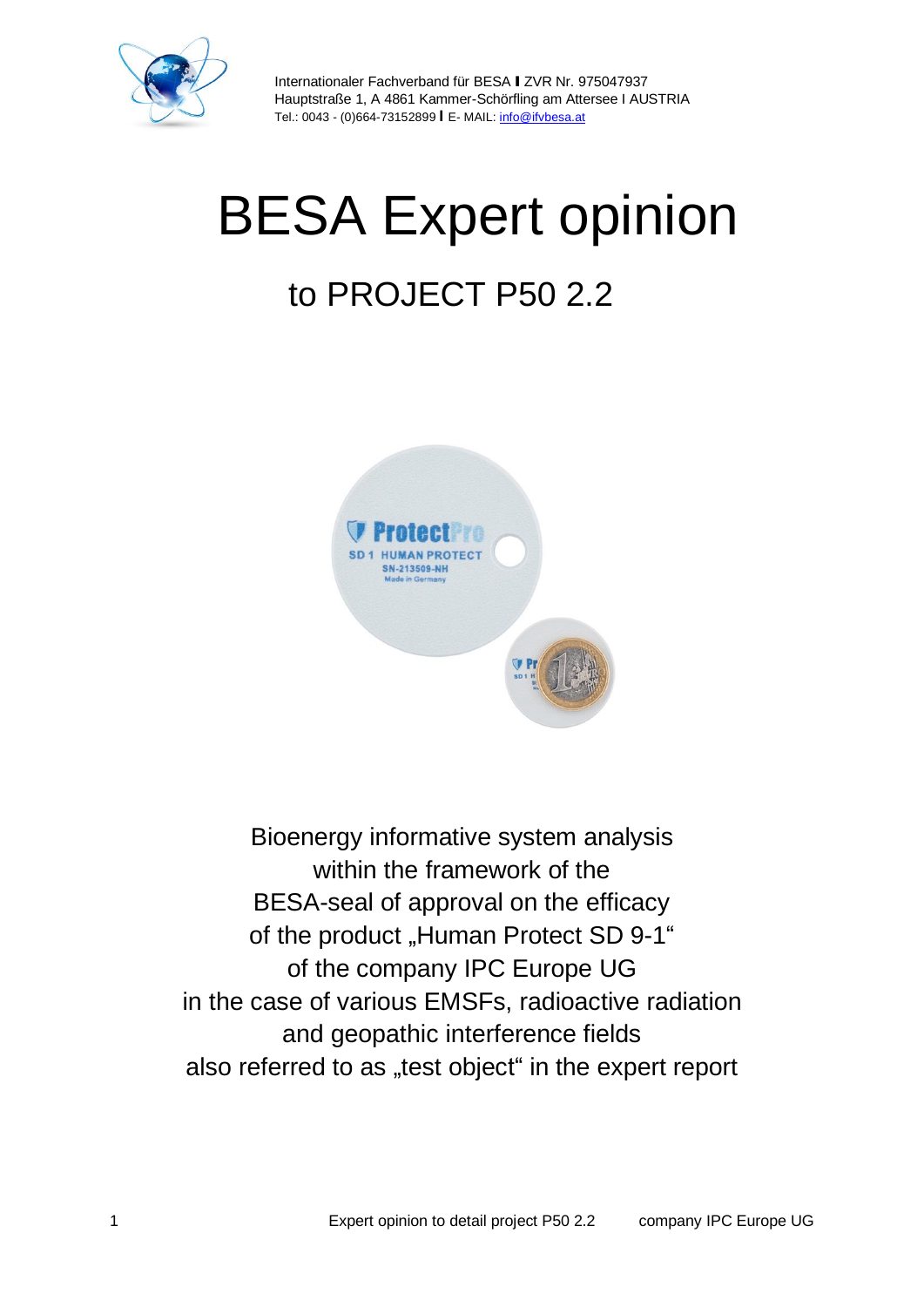Internationaler Fachverband für BESA I ZVR Nr. 975047937
Hauptstraße 1, A 4861 Kammer-Schörfling am Attersee I AUSTRIA
Tel.: 0043 - (0)664-73152899 I E- MAIL: info@ifvbesa.at

# BESA Expert opinion

## to PROJECT P50 2.2

Bioenergy informative system analysis
within the framework of the
BESA-seal of approval on the efficacy
of the product „Human Protect SD 9-1“
of the company IPC Europe UG
in the case of various EMSFs, radioactive radiation
and geopathic interference fields
also referred to as „test object“ in the expert report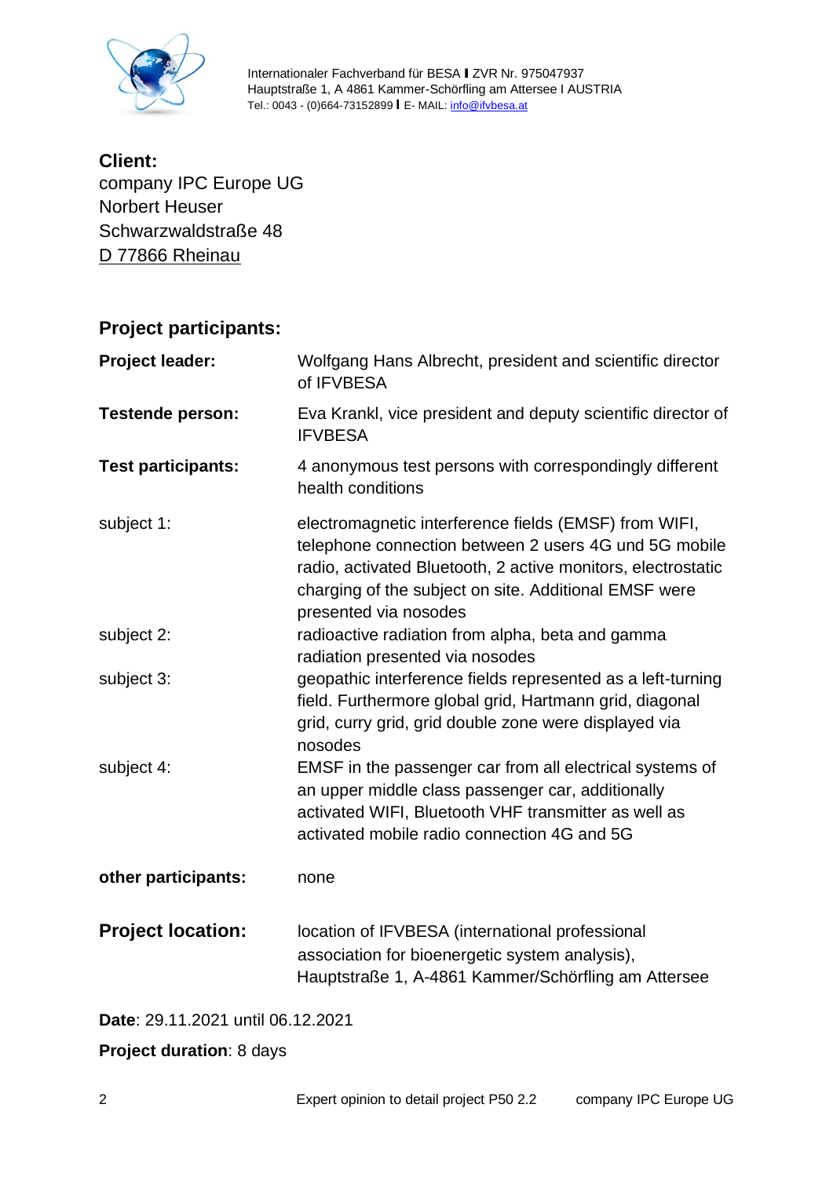Internationaler Fachverband für BESA I ZVR Nr. 975047937
Hauptstraße 1, A 4861 Kammer-Schörfling am Attersee I AUSTRIA
Tel.: 0043 - (0)664-73152899 I E- MAIL: info@ifvbesa.at

**Client:**
company IPC Europe UG
Norbert Heuser
Schwarzwaldstraße 48
D 77866 Rheinau

## Project participants:

| | |
|---|---|
| **Project leader:** | Wolfgang Hans Albrecht, president and scientific director of IFVBESA |
| **Testende person:** | Eva Krankl, vice president and deputy scientific director of IFVBESA |
| **Test participants:** | 4 anonymous test persons with correspondingly different health conditions |
| subject 1: | electromagnetic interference fields (EMSF) from WIFI, telephone connection between 2 users 4G und 5G mobile radio, activated Bluetooth, 2 active monitors, electrostatic charging of the subject on site. Additional EMSF were presented via nosodes |
| subject 2: | radioactive radiation from alpha, beta and gamma radiation presented via nosodes |
| subject 3: | geopathic interference fields represented as a left-turning field. Furthermore global grid, Hartmann grid, diagonal grid, curry grid, grid double zone were displayed via nosodes |
| subject 4: | EMSF in the passenger car from all electrical systems of an upper middle class passenger car, additionally activated WIFI, Bluetooth VHF transmitter as well as activated mobile radio connection 4G and 5G |
| **other participants:** | none |

**Project location:** location of IFVBESA (international professional association for bioenergetic system analysis), Hauptstraße 1, A-4861 Kammer/Schörfling am Attersee

**Date**: 29.11.2021 until 06.12.2021

**Project duration**: 8 days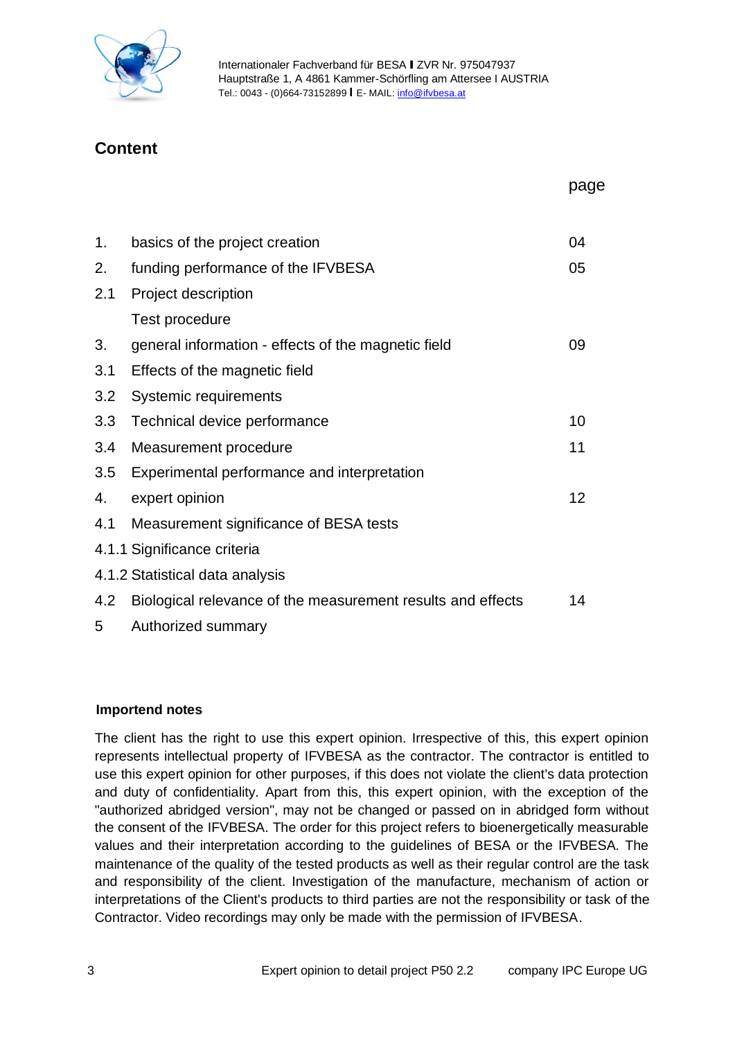Internationaler Fachverband für BESA I ZVR Nr. 975047937
Hauptstraße 1, A 4861 Kammer-Schörfling am Attersee I AUSTRIA
Tel.: 0043 - (0)664-73152899 I E- MAIL: info@ifvbesa.at

## Content

| | | page |
|---|---|---|
| 1. | basics of the project creation | 04 |
| 2. | funding performance of the IFVBESA | 05 |
| 2.1 | Project description | |
| | Test procedure | |
| 3. | general information - effects of the magnetic field | 09 |
| 3.1 | Effects of the magnetic field | |
| 3.2 | Systemic requirements | |
| 3.3 | Technical device performance | 10 |
| 3.4 | Measurement procedure | 11 |
| 3.5 | Experimental performance and interpretation | |
| 4. | expert opinion | 12 |
| 4.1 | Measurement significance of BESA tests | |
| 4.1.1 | Significance criteria | |
| 4.1.2 | Statistical data analysis | |
| 4.2 | Biological relevance of the measurement results and effects | 14 |
| 5 | Authorized summary | |

**Importend notes**

The client has the right to use this expert opinion. Irrespective of this, this expert opinion represents intellectual property of IFVBESA as the contractor. The contractor is entitled to use this expert opinion for other purposes, if this does not violate the client's data protection and duty of confidentiality. Apart from this, this expert opinion, with the exception of the "authorized abridged version", may not be changed or passed on in abridged form without the consent of the IFVBESA. The order for this project refers to bioenergetically measurable values and their interpretation according to the guidelines of BESA or the IFVBESA. The maintenance of the quality of the tested products as well as their regular control are the task and responsibility of the client. Investigation of the manufacture, mechanism of action or interpretations of the Client's products to third parties are not the responsibility or task of the Contractor. Video recordings may only be made with the permission of IFVBESA.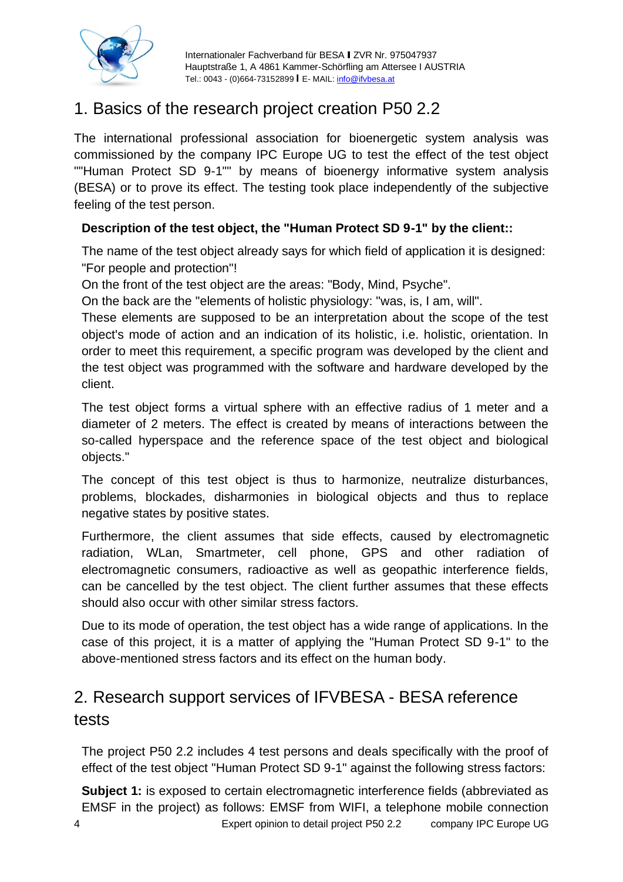# 1. Basics of the research project creation P50 2.2

The international professional association for bioenergetic system analysis was commissioned by the company IPC Europe UG to test the effect of the test object ""Human Protect SD 9-1"" by means of bioenergy informative system analysis (BESA) or to prove its effect. The testing took place independently of the subjective feeling of the test person.

**Description of the test object, the "Human Protect SD 9-1" by the client::**

The name of the test object already says for which field of application it is designed: "For people and protection"!

On the front of the test object are the areas: "Body, Mind, Psyche".

On the back are the "elements of holistic physiology: "was, is, I am, will".

These elements are supposed to be an interpretation about the scope of the test object's mode of action and an indication of its holistic, i.e. holistic, orientation. In order to meet this requirement, a specific program was developed by the client and the test object was programmed with the software and hardware developed by the client.

The test object forms a virtual sphere with an effective radius of 1 meter and a diameter of 2 meters. The effect is created by means of interactions between the so-called hyperspace and the reference space of the test object and biological objects."

The concept of this test object is thus to harmonize, neutralize disturbances, problems, blockades, disharmonies in biological objects and thus to replace negative states by positive states.

Furthermore, the client assumes that side effects, caused by electromagnetic radiation, WLan, Smartmeter, cell phone, GPS and other radiation of electromagnetic consumers, radioactive as well as geopathic interference fields, can be cancelled by the test object. The client further assumes that these effects should also occur with other similar stress factors.

Due to its mode of operation, the test object has a wide range of applications. In the case of this project, it is a matter of applying the "Human Protect SD 9-1" to the above-mentioned stress factors and its effect on the human body.

# 2. Research support services of IFVBESA - BESA reference tests

The project P50 2.2 includes 4 test persons and deals specifically with the proof of effect of the test object "Human Protect SD 9-1" against the following stress factors:

**Subject 1:** is exposed to certain electromagnetic interference fields (abbreviated as EMSF in the project) as follows: EMSF from WIFI, a telephone mobile connection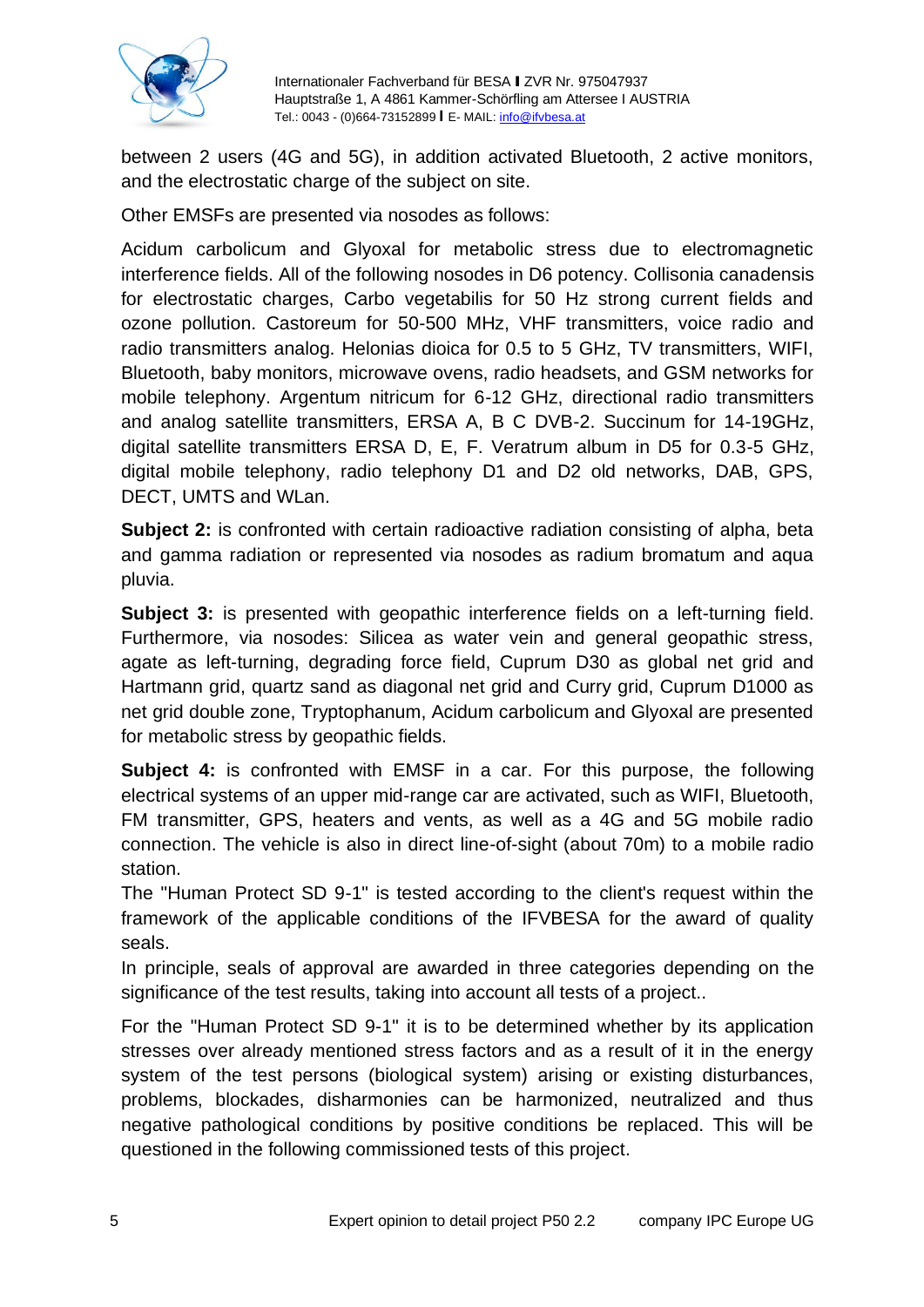between 2 users (4G and 5G), in addition activated Bluetooth, 2 active monitors, and the electrostatic charge of the subject on site.

Other EMSFs are presented via nosodes as follows:

Acidum carbolicum and Glyoxal for metabolic stress due to electromagnetic interference fields. All of the following nosodes in D6 potency. Collisonia canadensis for electrostatic charges, Carbo vegetabilis for 50 Hz strong current fields and ozone pollution. Castoreum for 50-500 MHz, VHF transmitters, voice radio and radio transmitters analog. Helonias dioica for 0.5 to 5 GHz, TV transmitters, WIFI, Bluetooth, baby monitors, microwave ovens, radio headsets, and GSM networks for mobile telephony. Argentum nitricum for 6-12 GHz, directional radio transmitters and analog satellite transmitters, ERSA A, B C DVB-2. Succinum for 14-19GHz, digital satellite transmitters ERSA D, E, F. Veratrum album in D5 for 0.3-5 GHz, digital mobile telephony, radio telephony D1 and D2 old networks, DAB, GPS, DECT, UMTS and WLan.

**Subject 2:** is confronted with certain radioactive radiation consisting of alpha, beta and gamma radiation or represented via nosodes as radium bromatum and aqua pluvia.

**Subject 3:** is presented with geopathic interference fields on a left-turning field. Furthermore, via nosodes: Silicea as water vein and general geopathic stress, agate as left-turning, degrading force field, Cuprum D30 as global net grid and Hartmann grid, quartz sand as diagonal net grid and Curry grid, Cuprum D1000 as net grid double zone, Tryptophanum, Acidum carbolicum and Glyoxal are presented for metabolic stress by geopathic fields.

**Subject 4:** is confronted with EMSF in a car. For this purpose, the following electrical systems of an upper mid-range car are activated, such as WIFI, Bluetooth, FM transmitter, GPS, heaters and vents, as well as a 4G and 5G mobile radio connection. The vehicle is also in direct line-of-sight (about 70m) to a mobile radio station.
The "Human Protect SD 9-1" is tested according to the client's request within the framework of the applicable conditions of the IFVBESA for the award of quality seals.
In principle, seals of approval are awarded in three categories depending on the significance of the test results, taking into account all tests of a project..

For the "Human Protect SD 9-1" it is to be determined whether by its application stresses over already mentioned stress factors and as a result of it in the energy system of the test persons (biological system) arising or existing disturbances, problems, blockades, disharmonies can be harmonized, neutralized and thus negative pathological conditions by positive conditions be replaced. This will be questioned in the following commissioned tests of this project.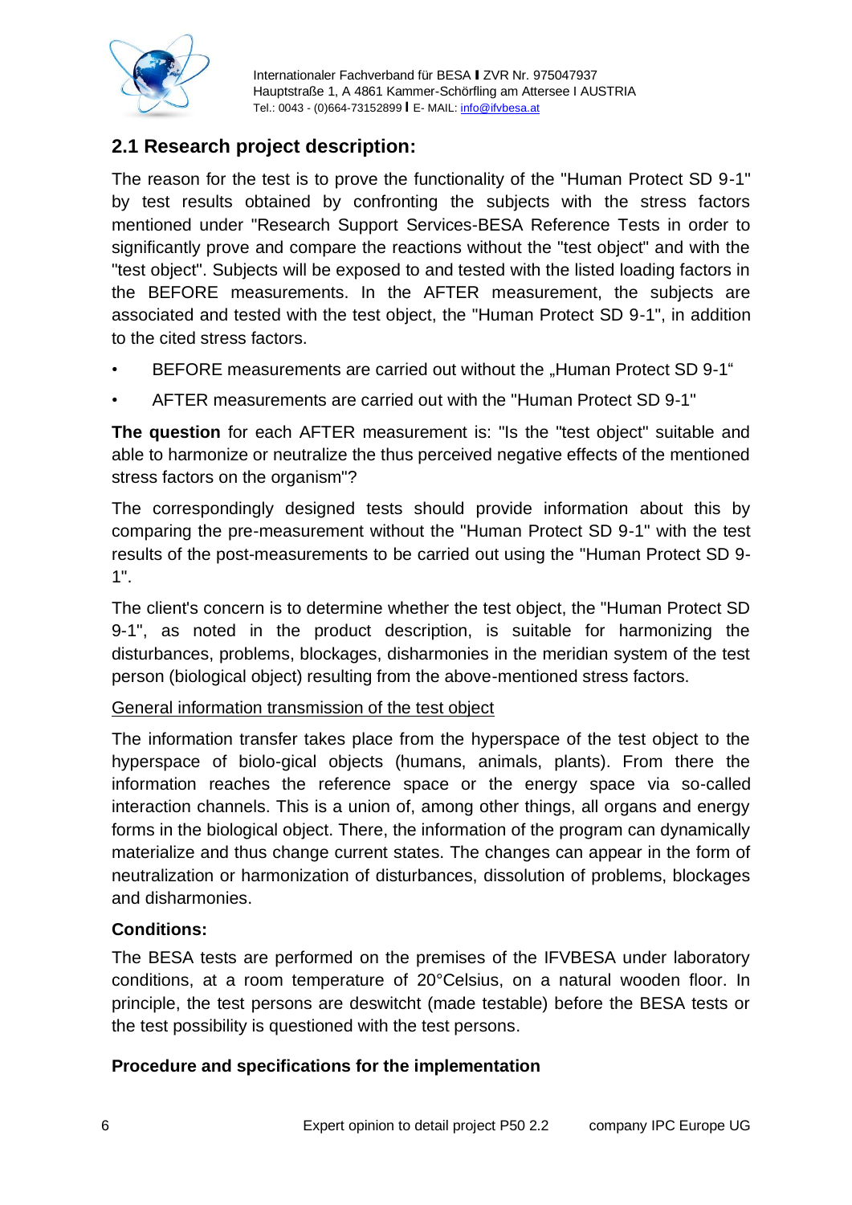## 2.1 Research project description:

The reason for the test is to prove the functionality of the "Human Protect SD 9-1" by test results obtained by confronting the subjects with the stress factors mentioned under "Research Support Services-BESA Reference Tests in order to significantly prove and compare the reactions without the "test object" and with the "test object". Subjects will be exposed to and tested with the listed loading factors in the BEFORE measurements. In the AFTER measurement, the subjects are associated and tested with the test object, the "Human Protect SD 9-1", in addition to the cited stress factors.

- BEFORE measurements are carried out without the „Human Protect SD 9-1"
- AFTER measurements are carried out with the "Human Protect SD 9-1"

**The question** for each AFTER measurement is: "Is the "test object" suitable and able to harmonize or neutralize the thus perceived negative effects of the mentioned stress factors on the organism"?

The correspondingly designed tests should provide information about this by comparing the pre-measurement without the "Human Protect SD 9-1" with the test results of the post-measurements to be carried out using the "Human Protect SD 9-1".

The client's concern is to determine whether the test object, the "Human Protect SD 9-1", as noted in the product description, is suitable for harmonizing the disturbances, problems, blockages, disharmonies in the meridian system of the test person (biological object) resulting from the above-mentioned stress factors.

General information transmission of the test object

The information transfer takes place from the hyperspace of the test object to the hyperspace of biolo-gical objects (humans, animals, plants). From there the information reaches the reference space or the energy space via so-called interaction channels. This is a union of, among other things, all organs and energy forms in the biological object. There, the information of the program can dynamically materialize and thus change current states. The changes can appear in the form of neutralization or harmonization of disturbances, dissolution of problems, blockages and disharmonies.

**Conditions:**

The BESA tests are performed on the premises of the IFVBESA under laboratory conditions, at a room temperature of 20°Celsius, on a natural wooden floor. In principle, the test persons are deswitcht (made testable) before the BESA tests or the test possibility is questioned with the test persons.

**Procedure and specifications for the implementation**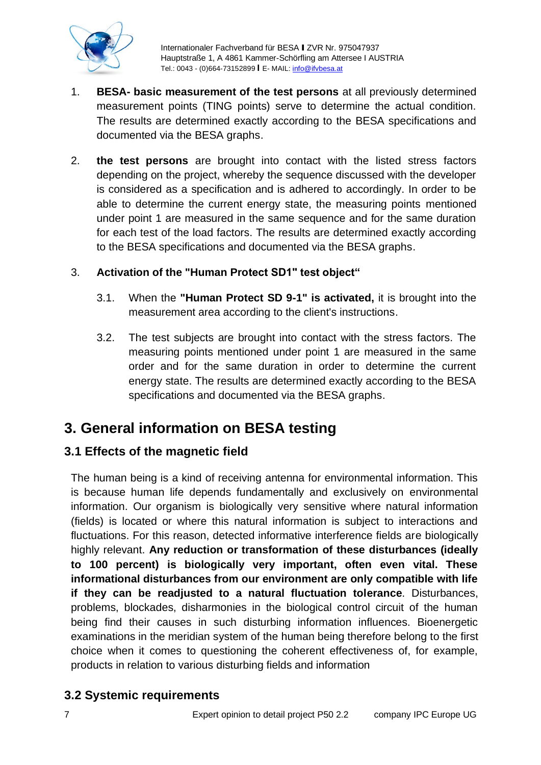1. **BESA- basic measurement of the test persons** at all previously determined measurement points (TING points) serve to determine the actual condition. The results are determined exactly according to the BESA specifications and documented via the BESA graphs.

2. **the test persons** are brought into contact with the listed stress factors depending on the project, whereby the sequence discussed with the developer is considered as a specification and is adhered to accordingly. In order to be able to determine the current energy state, the measuring points mentioned under point 1 are measured in the same sequence and for the same duration for each test of the load factors. The results are determined exactly according to the BESA specifications and documented via the BESA graphs.

3. **Activation of the "Human Protect SD1" test object"**

   3.1. When the **"Human Protect SD 9-1" is activated,** it is brought into the measurement area according to the client's instructions.

   3.2. The test subjects are brought into contact with the stress factors. The measuring points mentioned under point 1 are measured in the same order and for the same duration in order to determine the current energy state. The results are determined exactly according to the BESA specifications and documented via the BESA graphs.

# 3. General information on BESA testing

## 3.1 Effects of the magnetic field

The human being is a kind of receiving antenna for environmental information. This is because human life depends fundamentally and exclusively on environmental information. Our organism is biologically very sensitive where natural information (fields) is located or where this natural information is subject to interactions and fluctuations. For this reason, detected informative interference fields are biologically highly relevant. **Any reduction or transformation of these disturbances (ideally to 100 percent) is biologically very important, often even vital. These informational disturbances from our environment are only compatible with life if they can be readjusted to a natural fluctuation tolerance**. Disturbances, problems, blockades, disharmonies in the biological control circuit of the human being find their causes in such disturbing information influences. Bioenergetic examinations in the meridian system of the human being therefore belong to the first choice when it comes to questioning the coherent effectiveness of, for example, products in relation to various disturbing fields and information

## 3.2 Systemic requirements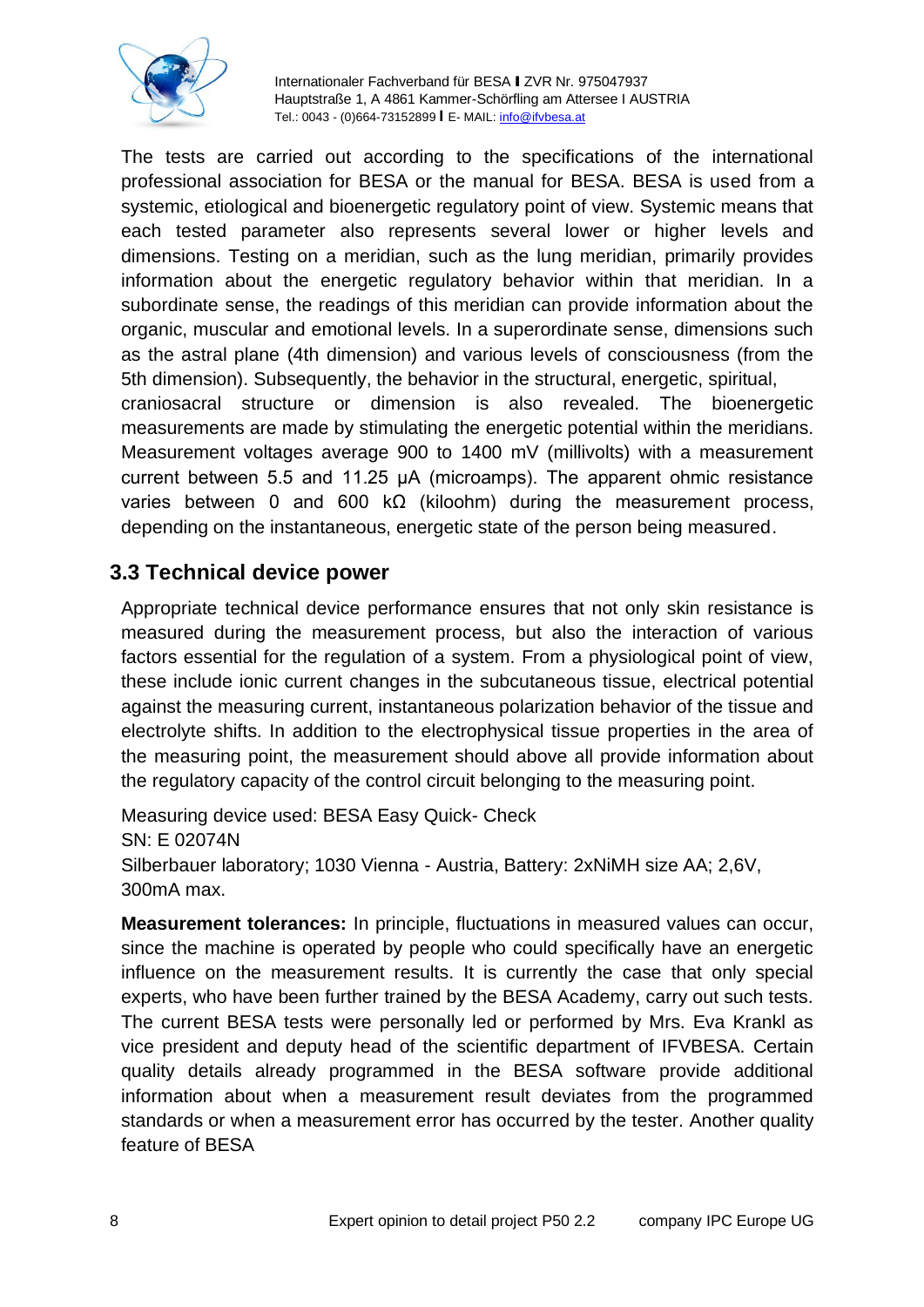The tests are carried out according to the specifications of the international professional association for BESA or the manual for BESA. BESA is used from a systemic, etiological and bioenergetic regulatory point of view. Systemic means that each tested parameter also represents several lower or higher levels and dimensions. Testing on a meridian, such as the lung meridian, primarily provides information about the energetic regulatory behavior within that meridian. In a subordinate sense, the readings of this meridian can provide information about the organic, muscular and emotional levels. In a superordinate sense, dimensions such as the astral plane (4th dimension) and various levels of consciousness (from the 5th dimension). Subsequently, the behavior in the structural, energetic, spiritual, craniosacral structure or dimension is also revealed. The bioenergetic measurements are made by stimulating the energetic potential within the meridians. Measurement voltages average 900 to 1400 mV (millivolts) with a measurement current between 5.5 and 11.25 μA (microamps). The apparent ohmic resistance varies between 0 and 600 kΩ (kiloohm) during the measurement process, depending on the instantaneous, energetic state of the person being measured.

## 3.3 Technical device power

Appropriate technical device performance ensures that not only skin resistance is measured during the measurement process, but also the interaction of various factors essential for the regulation of a system. From a physiological point of view, these include ionic current changes in the subcutaneous tissue, electrical potential against the measuring current, instantaneous polarization behavior of the tissue and electrolyte shifts. In addition to the electrophysical tissue properties in the area of the measuring point, the measurement should above all provide information about the regulatory capacity of the control circuit belonging to the measuring point.

Measuring device used: BESA Easy Quick- Check
SN: E 02074N
Silberbauer laboratory; 1030 Vienna - Austria, Battery: 2xNiMH size AA; 2,6V, 300mA max.

**Measurement tolerances:** In principle, fluctuations in measured values can occur, since the machine is operated by people who could specifically have an energetic influence on the measurement results. It is currently the case that only special experts, who have been further trained by the BESA Academy, carry out such tests. The current BESA tests were personally led or performed by Mrs. Eva Krankl as vice president and deputy head of the scientific department of IFVBESA. Certain quality details already programmed in the BESA software provide additional information about when a measurement result deviates from the programmed standards or when a measurement error has occurred by the tester. Another quality feature of BESA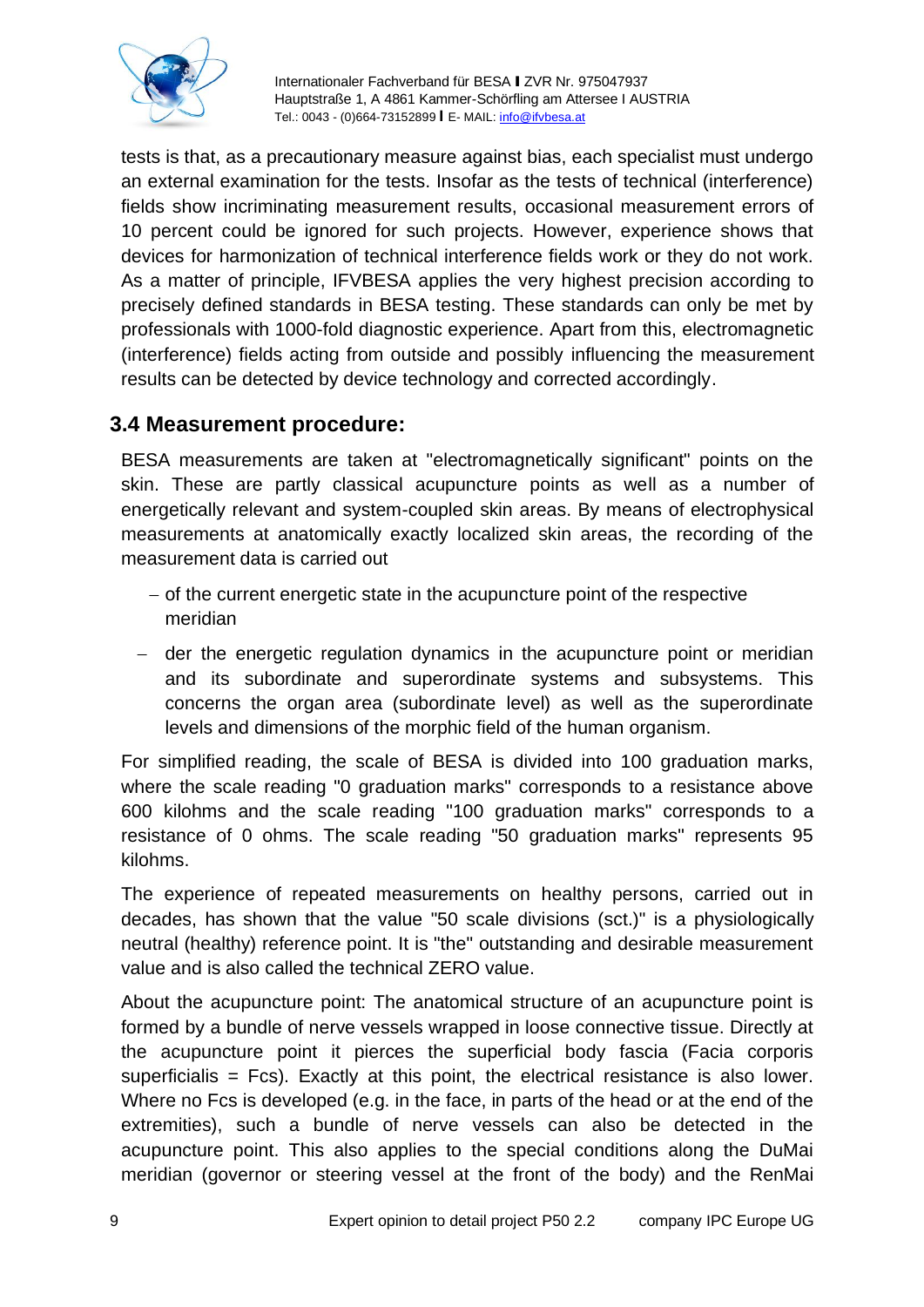tests is that, as a precautionary measure against bias, each specialist must undergo an external examination for the tests. Insofar as the tests of technical (interference) fields show incriminating measurement results, occasional measurement errors of 10 percent could be ignored for such projects. However, experience shows that devices for harmonization of technical interference fields work or they do not work. As a matter of principle, IFVBESA applies the very highest precision according to precisely defined standards in BESA testing. These standards can only be met by professionals with 1000-fold diagnostic experience. Apart from this, electromagnetic (interference) fields acting from outside and possibly influencing the measurement results can be detected by device technology and corrected accordingly.

### 3.4 Measurement procedure:

BESA measurements are taken at "electromagnetically significant" points on the skin. These are partly classical acupuncture points as well as a number of energetically relevant and system-coupled skin areas. By means of electrophysical measurements at anatomically exactly localized skin areas, the recording of the measurement data is carried out

- of the current energetic state in the acupuncture point of the respective meridian
- der the energetic regulation dynamics in the acupuncture point or meridian and its subordinate and superordinate systems and subsystems. This concerns the organ area (subordinate level) as well as the superordinate levels and dimensions of the morphic field of the human organism.

For simplified reading, the scale of BESA is divided into 100 graduation marks, where the scale reading "0 graduation marks" corresponds to a resistance above 600 kilohms and the scale reading "100 graduation marks" corresponds to a resistance of 0 ohms. The scale reading "50 graduation marks" represents 95 kilohms.

The experience of repeated measurements on healthy persons, carried out in decades, has shown that the value "50 scale divisions (sct.)" is a physiologically neutral (healthy) reference point. It is "the" outstanding and desirable measurement value and is also called the technical ZERO value.

About the acupuncture point: The anatomical structure of an acupuncture point is formed by a bundle of nerve vessels wrapped in loose connective tissue. Directly at the acupuncture point it pierces the superficial body fascia (Facia corporis superficialis = Fcs). Exactly at this point, the electrical resistance is also lower. Where no Fcs is developed (e.g. in the face, in parts of the head or at the end of the extremities), such a bundle of nerve vessels can also be detected in the acupuncture point. This also applies to the special conditions along the DuMai meridian (governor or steering vessel at the front of the body) and the RenMai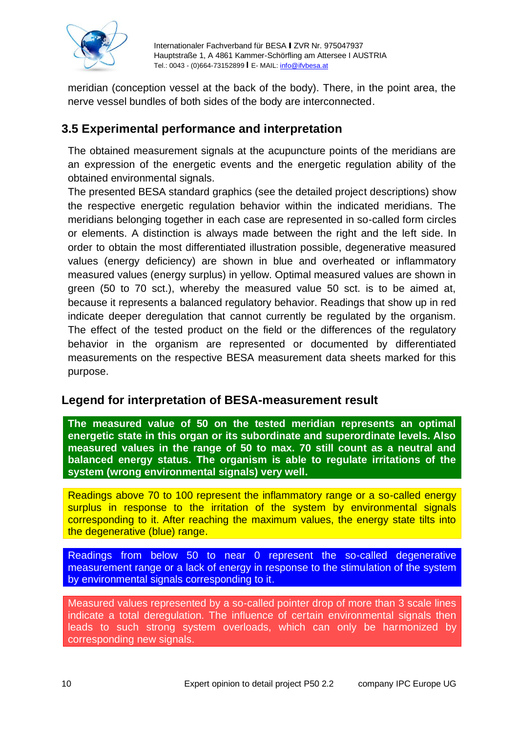meridian (conception vessel at the back of the body). There, in the point area, the nerve vessel bundles of both sides of the body are interconnected.

## 3.5 Experimental performance and interpretation

The obtained measurement signals at the acupuncture points of the meridians are an expression of the energetic events and the energetic regulation ability of the obtained environmental signals.

The presented BESA standard graphics (see the detailed project descriptions) show the respective energetic regulation behavior within the indicated meridians. The meridians belonging together in each case are represented in so-called form circles or elements. A distinction is always made between the right and the left side. In order to obtain the most differentiated illustration possible, degenerative measured values (energy deficiency) are shown in blue and overheated or inflammatory measured values (energy surplus) in yellow. Optimal measured values are shown in green (50 to 70 sct.), whereby the measured value 50 sct. is to be aimed at, because it represents a balanced regulatory behavior. Readings that show up in red indicate deeper deregulation that cannot currently be regulated by the organism. The effect of the tested product on the field or the differences of the regulatory behavior in the organism are represented or documented by differentiated measurements on the respective BESA measurement data sheets marked for this purpose.

## Legend for interpretation of BESA-measurement result

**The measured value of 50 on the tested meridian represents an optimal energetic state in this organ or its subordinate and superordinate levels. Also measured values in the range of 50 to max. 70 still count as a neutral and balanced energy status. The organism is able to regulate irritations of the system (wrong environmental signals) very well.**

Readings above 70 to 100 represent the inflammatory range or a so-called energy surplus in response to the irritation of the system by environmental signals corresponding to it. After reaching the maximum values, the energy state tilts into the degenerative (blue) range.

Readings from below 50 to near 0 represent the so-called degenerative measurement range or a lack of energy in response to the stimulation of the system by environmental signals corresponding to it.

Measured values represented by a so-called pointer drop of more than 3 scale lines indicate a total deregulation. The influence of certain environmental signals then leads to such strong system overloads, which can only be harmonized by corresponding new signals.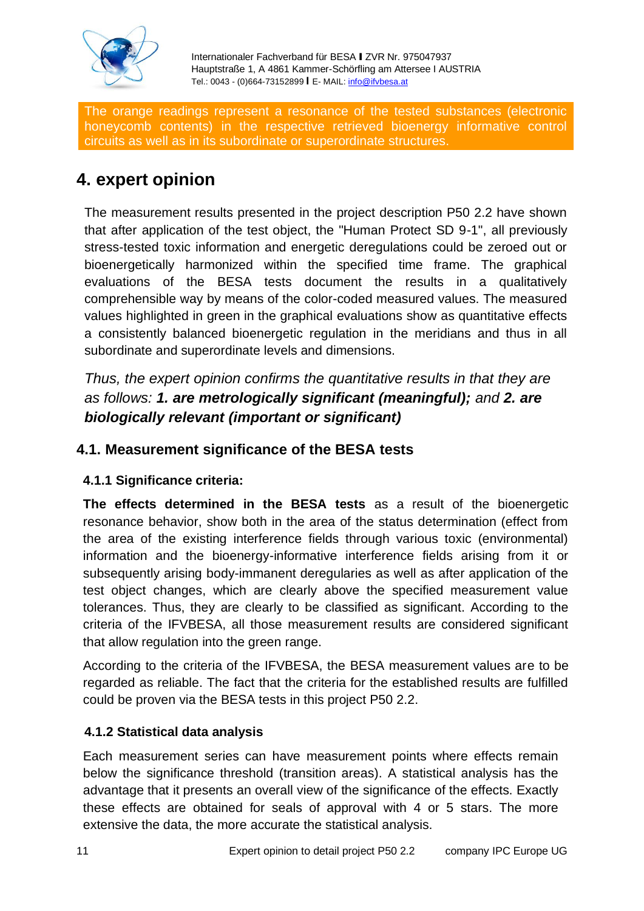The orange readings represent a resonance of the tested substances (electronic honeycomb contents) in the respective retrieved bioenergy informative control circuits as well as in its subordinate or superordinate structures.

# 4. expert opinion

The measurement results presented in the project description P50 2.2 have shown that after application of the test object, the "Human Protect SD 9-1", all previously stress-tested toxic information and energetic deregulations could be zeroed out or bioenergetically harmonized within the specified time frame. The graphical evaluations of the BESA tests document the results in a qualitatively comprehensible way by means of the color-coded measured values. The measured values highlighted in green in the graphical evaluations show as quantitative effects a consistently balanced bioenergetic regulation in the meridians and thus in all subordinate and superordinate levels and dimensions.

*Thus, the expert opinion confirms the quantitative results in that they are as follows: **1. are metrologically significant (meaningful);** and **2. are biologically relevant (important or significant)***

## 4.1. Measurement significance of the BESA tests

### 4.1.1 Significance criteria:

**The effects determined in the BESA tests** as a result of the bioenergetic resonance behavior, show both in the area of the status determination (effect from the area of the existing interference fields through various toxic (environmental) information and the bioenergy-informative interference fields arising from it or subsequently arising body-immanent deregularies as well as after application of the test object changes, which are clearly above the specified measurement value tolerances. Thus, they are clearly to be classified as significant. According to the criteria of the IFVBESA, all those measurement results are considered significant that allow regulation into the green range.

According to the criteria of the IFVBESA, the BESA measurement values are to be regarded as reliable. The fact that the criteria for the established results are fulfilled could be proven via the BESA tests in this project P50 2.2.

### 4.1.2 Statistical data analysis

Each measurement series can have measurement points where effects remain below the significance threshold (transition areas). A statistical analysis has the advantage that it presents an overall view of the significance of the effects. Exactly these effects are obtained for seals of approval with 4 or 5 stars. The more extensive the data, the more accurate the statistical analysis.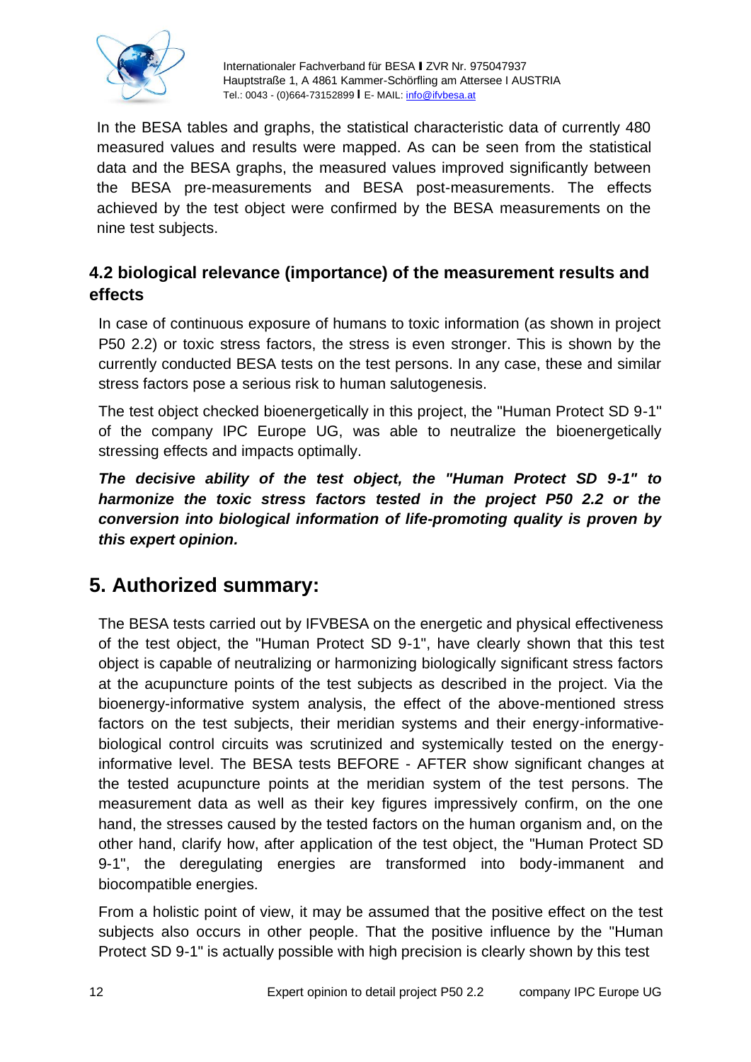In the BESA tables and graphs, the statistical characteristic data of currently 480 measured values and results were mapped. As can be seen from the statistical data and the BESA graphs, the measured values improved significantly between the BESA pre-measurements and BESA post-measurements. The effects achieved by the test object were confirmed by the BESA measurements on the nine test subjects.

### 4.2 biological relevance (importance) of the measurement results and effects

In case of continuous exposure of humans to toxic information (as shown in project P50 2.2) or toxic stress factors, the stress is even stronger. This is shown by the currently conducted BESA tests on the test persons. In any case, these and similar stress factors pose a serious risk to human salutogenesis.

The test object checked bioenergetically in this project, the "Human Protect SD 9-1" of the company IPC Europe UG, was able to neutralize the bioenergetically stressing effects and impacts optimally.

***The decisive ability of the test object, the "Human Protect SD 9-1" to harmonize the toxic stress factors tested in the project P50 2.2 or the conversion into biological information of life-promoting quality is proven by this expert opinion.***

## 5. Authorized summary:

The BESA tests carried out by IFVBESA on the energetic and physical effectiveness of the test object, the "Human Protect SD 9-1", have clearly shown that this test object is capable of neutralizing or harmonizing biologically significant stress factors at the acupuncture points of the test subjects as described in the project. Via the bioenergy-informative system analysis, the effect of the above-mentioned stress factors on the test subjects, their meridian systems and their energy-informative-biological control circuits was scrutinized and systemically tested on the energy-informative level. The BESA tests BEFORE - AFTER show significant changes at the tested acupuncture points at the meridian system of the test persons. The measurement data as well as their key figures impressively confirm, on the one hand, the stresses caused by the tested factors on the human organism and, on the other hand, clarify how, after application of the test object, the "Human Protect SD 9-1", the deregulating energies are transformed into body-immanent and biocompatible energies.

From a holistic point of view, it may be assumed that the positive effect on the test subjects also occurs in other people. That the positive influence by the "Human Protect SD 9-1" is actually possible with high precision is clearly shown by this test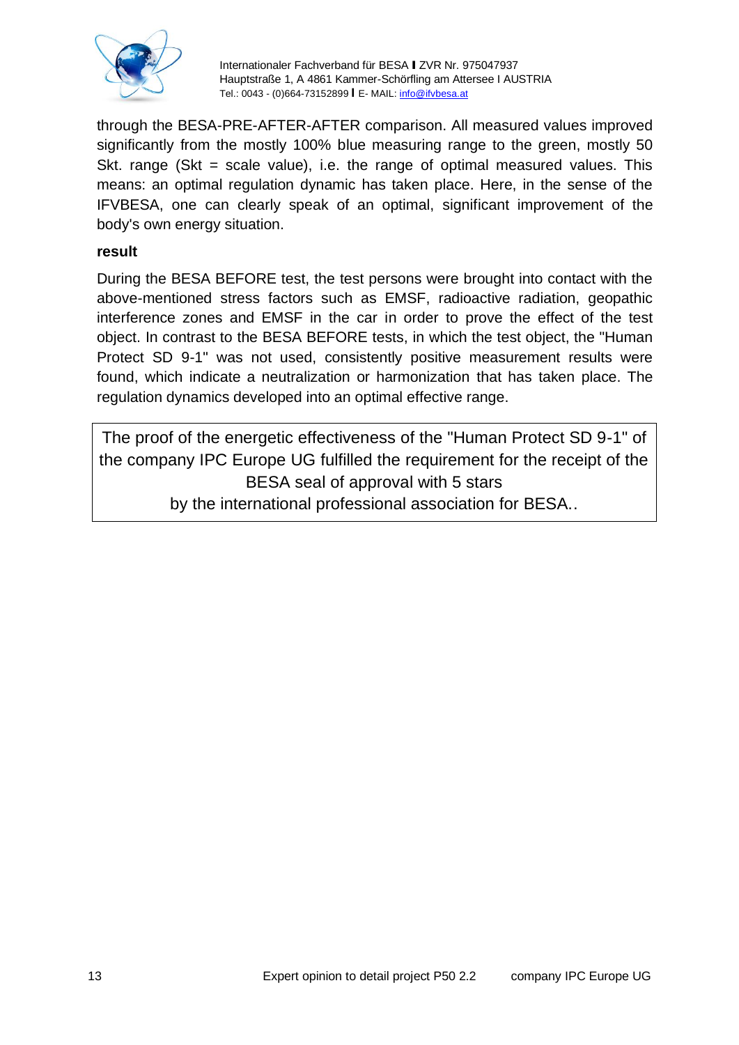through the BESA-PRE-AFTER-AFTER comparison. All measured values improved significantly from the mostly 100% blue measuring range to the green, mostly 50 Skt. range (Skt = scale value), i.e. the range of optimal measured values. This means: an optimal regulation dynamic has taken place. Here, in the sense of the IFVBESA, one can clearly speak of an optimal, significant improvement of the body's own energy situation.

**result**

During the BESA BEFORE test, the test persons were brought into contact with the above-mentioned stress factors such as EMSF, radioactive radiation, geopathic interference zones and EMSF in the car in order to prove the effect of the test object. In contrast to the BESA BEFORE tests, in which the test object, the "Human Protect SD 9-1" was not used, consistently positive measurement results were found, which indicate a neutralization or harmonization that has taken place. The regulation dynamics developed into an optimal effective range.

The proof of the energetic effectiveness of the "Human Protect SD 9-1" of the company IPC Europe UG fulfilled the requirement for the receipt of the BESA seal of approval with 5 stars
by the international professional association for BESA..